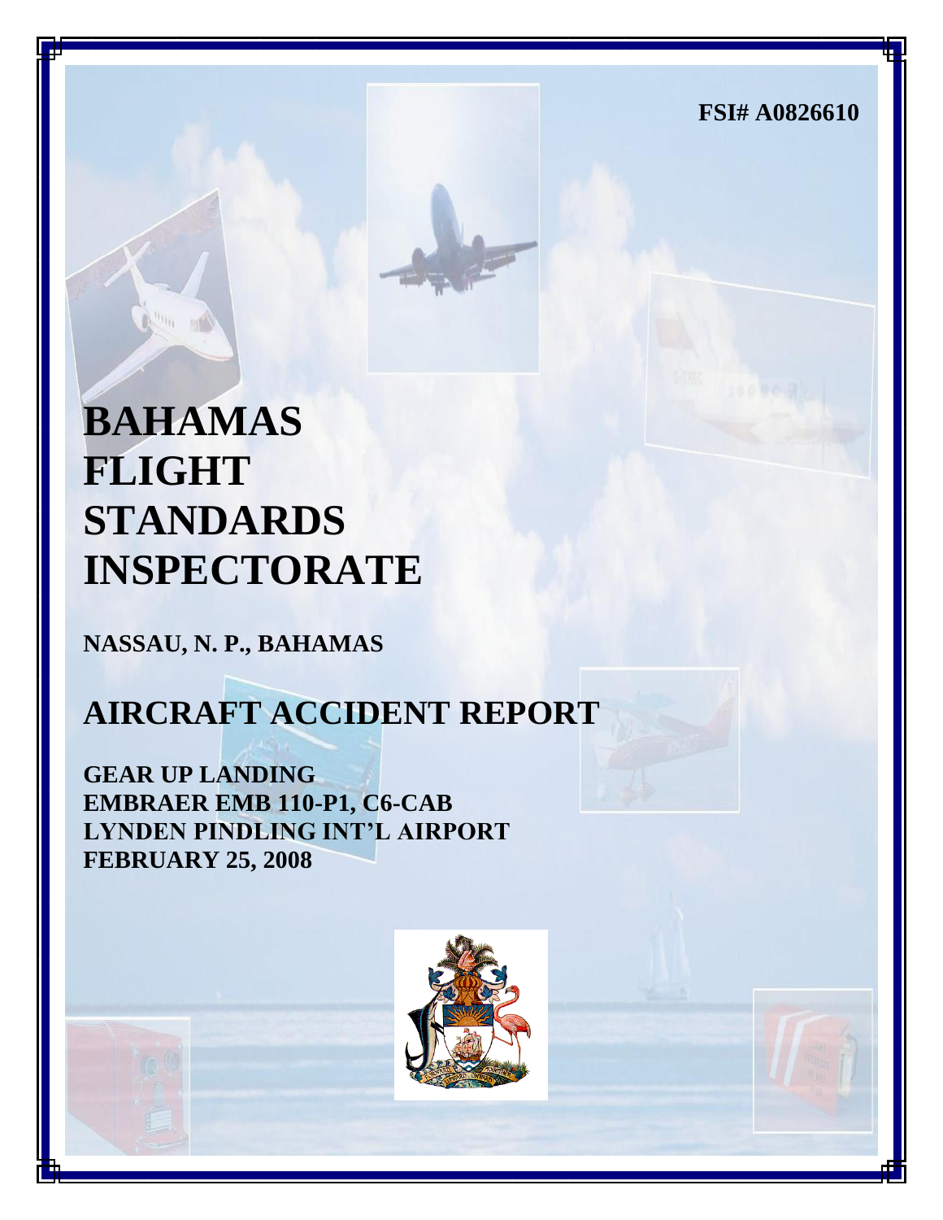FSI# A0826610

# BAHAMAS FLIGHT STANDARDS INSPECTORATE

**NASSAU, N. P., BAHAMAS**

## AIRCRAFT ACCIDENT REPORT

**GEAR UP LANDING**
**EMBRAER EMB 110-P1, C6-CAB**
**LYNDEN PINDLING INT'L AIRPORT**
**FEBRUARY 25, 2008**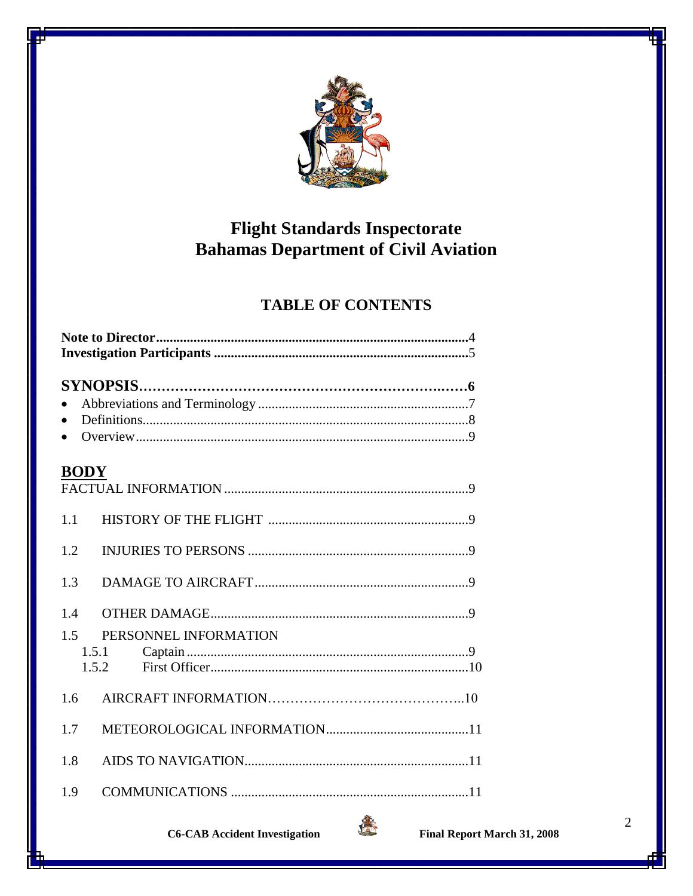# Flight Standards Inspectorate
# Bahamas Department of Civil Aviation

## TABLE OF CONTENTS

**Note to Director**.........................................................................................**4**
**Investigation Participants** .........................................................................**5**

**SYNOPSIS**..........................................................................**6**

- Abbreviations and Terminology .............................................................7
- Definitions...............................................................................................8
- Overview.................................................................................................9

**BODY**

FACTUAL INFORMATION .......................................................................9

1.1 HISTORY OF THE FLIGHT ..........................................................9

1.2 INJURIES TO PERSONS ................................................................9

1.3 DAMAGE TO AIRCRAFT..............................................................9

1.4 OTHER DAMAGE...........................................................................9

1.5 PERSONNEL INFORMATION
 1.5.1 Captain .................................................................................9
 1.5.2 First Officer..........................................................................10

1.6 AIRCRAFT INFORMATION..........................................10

1.7 METEOROLOGICAL INFORMATION..........................................11

1.8 AIDS TO NAVIGATION.................................................................11

1.9 COMMUNICATIONS .....................................................................11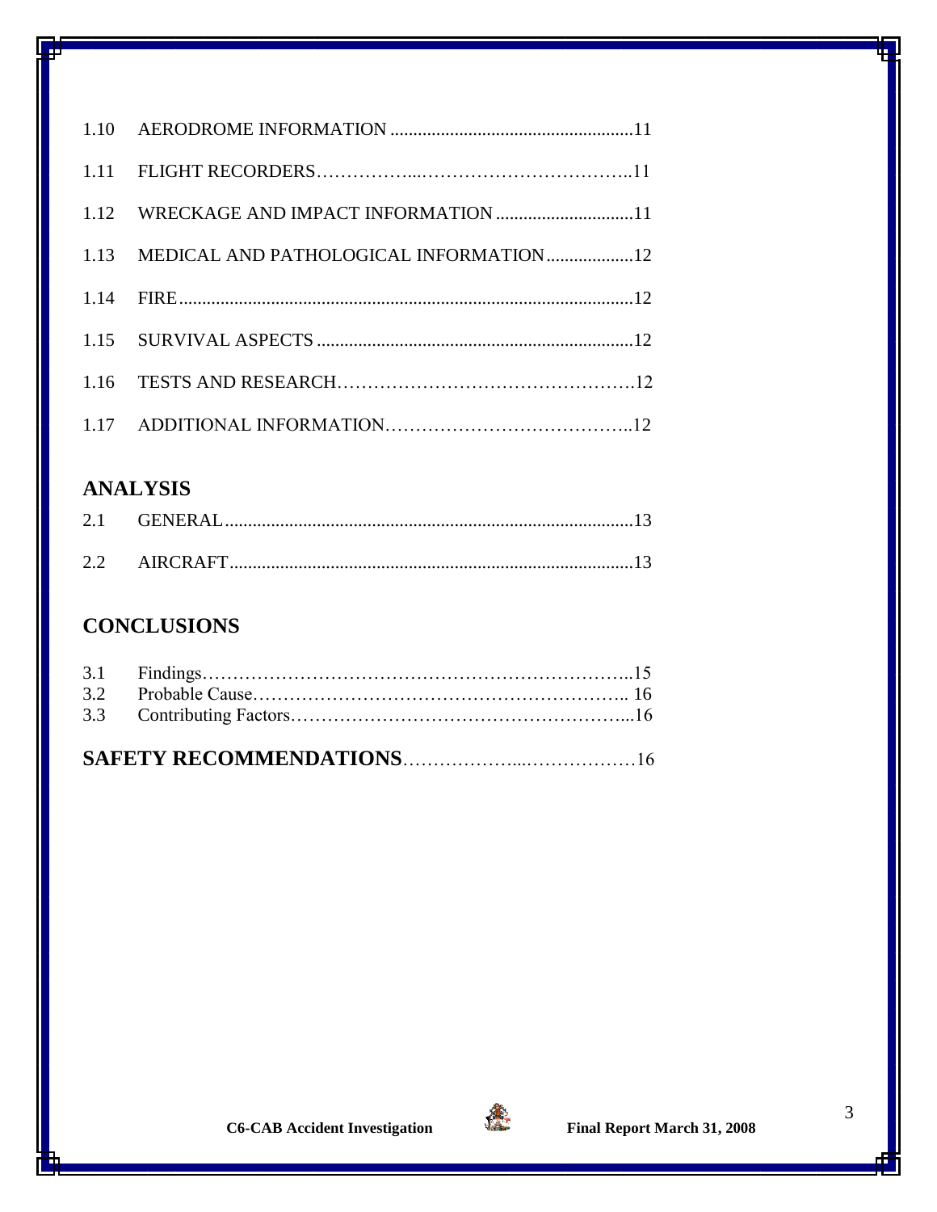1.10 AERODROME INFORMATION .....................................................11

1.11 FLIGHT RECORDERS……………...……………………………..11

1.12 WRECKAGE AND IMPACT INFORMATION ..............................11

1.13 MEDICAL AND PATHOLOGICAL INFORMATION...................12

1.14 FIRE...................................................................................................12

1.15 SURVIVAL ASPECTS ....................................................................12

1.16 TESTS AND RESEARCH………………………………………….12

1.17 ADDITIONAL INFORMATION…………………………………..12

## ANALYSIS

2.1 GENERAL........................................................................................13

2.2 AIRCRAFT.......................................................................................13

## CONCLUSIONS

3.1 Findings……………………………………………………………..15
3.2 Probable Cause…………………………………………………….. 16
3.3 Contributing Factors………………………………………………...16

## SAFETY RECOMMENDATIONS………………..………………16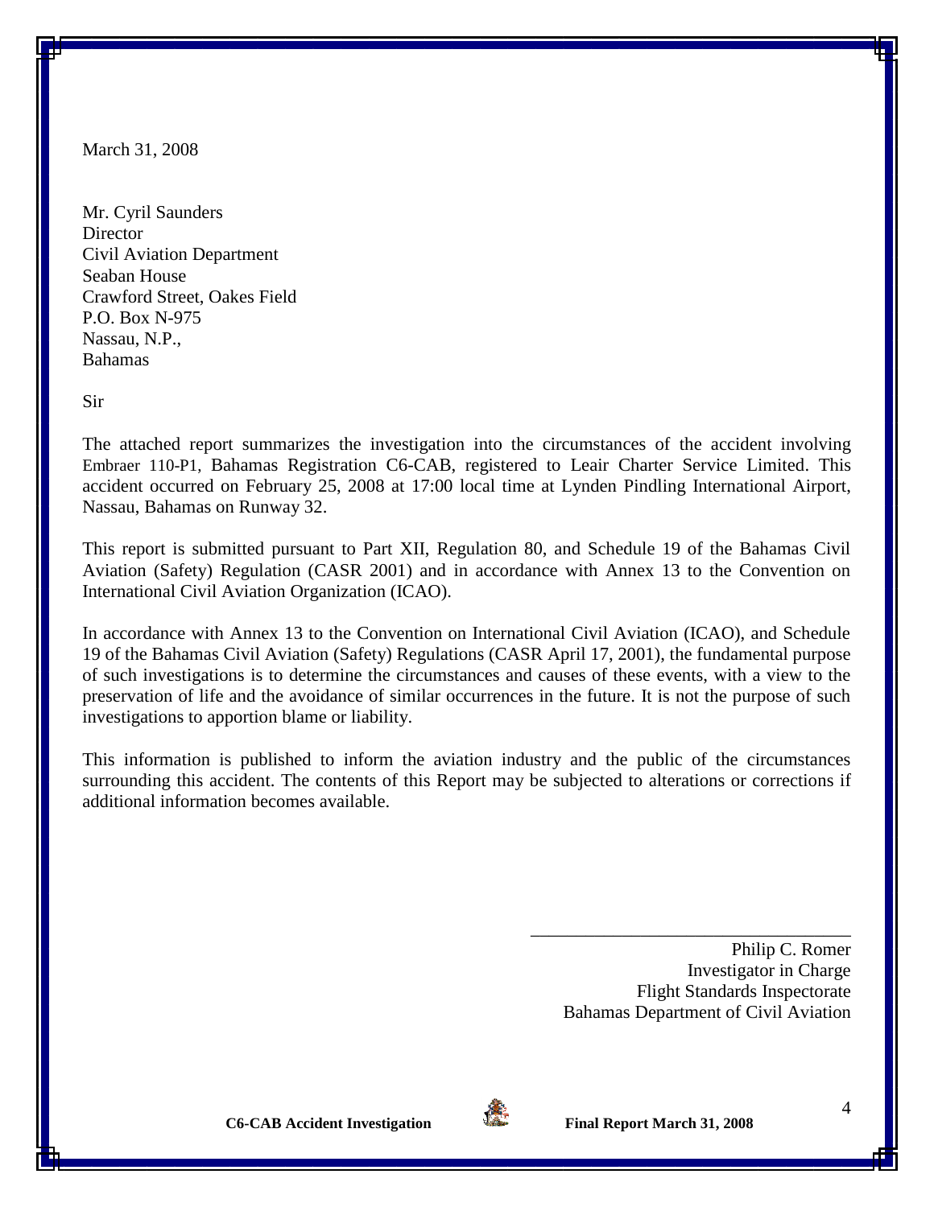March 31, 2008

Mr. Cyril Saunders  
Director  
Civil Aviation Department  
Seaban House  
Crawford Street, Oakes Field  
P.O. Box N-975  
Nassau, N.P.,  
Bahamas

Sir

The attached report summarizes the investigation into the circumstances of the accident involving Embraer 110-P1, Bahamas Registration C6-CAB, registered to Leair Charter Service Limited. This accident occurred on February 25, 2008 at 17:00 local time at Lynden Pindling International Airport, Nassau, Bahamas on Runway 32.

This report is submitted pursuant to Part XII, Regulation 80, and Schedule 19 of the Bahamas Civil Aviation (Safety) Regulation (CASR 2001) and in accordance with Annex 13 to the Convention on International Civil Aviation Organization (ICAO).

In accordance with Annex 13 to the Convention on International Civil Aviation (ICAO), and Schedule 19 of the Bahamas Civil Aviation (Safety) Regulations (CASR April 17, 2001), the fundamental purpose of such investigations is to determine the circumstances and causes of these events, with a view to the preservation of life and the avoidance of similar occurrences in the future. It is not the purpose of such investigations to apportion blame or liability.

This information is published to inform the aviation industry and the public of the circumstances surrounding this accident. The contents of this Report may be subjected to alterations or corrections if additional information becomes available.

\_\_\_\_\_\_\_\_\_\_\_\_\_\_\_\_\_\_\_\_\_\_\_\_\_\_\_\_\_\_\_\_\_\_\_

Philip C. Romer  
Investigator in Charge  
Flight Standards Inspectorate  
Bahamas Department of Civil Aviation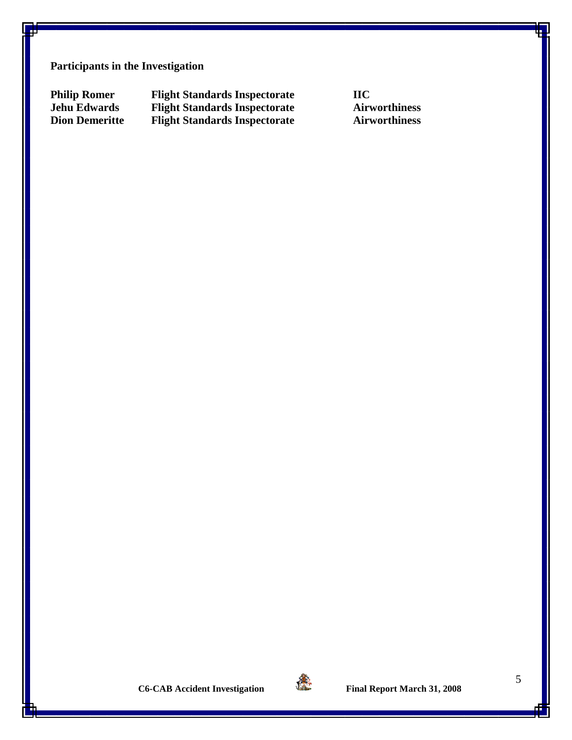**Participants in the Investigation**

| | | |
|---|---|---|
| **Philip Romer** | **Flight Standards Inspectorate** | **IIC** |
| **Jehu Edwards** | **Flight Standards Inspectorate** | **Airworthiness** |
| **Dion Demeritte** | **Flight Standards Inspectorate** | **Airworthiness** |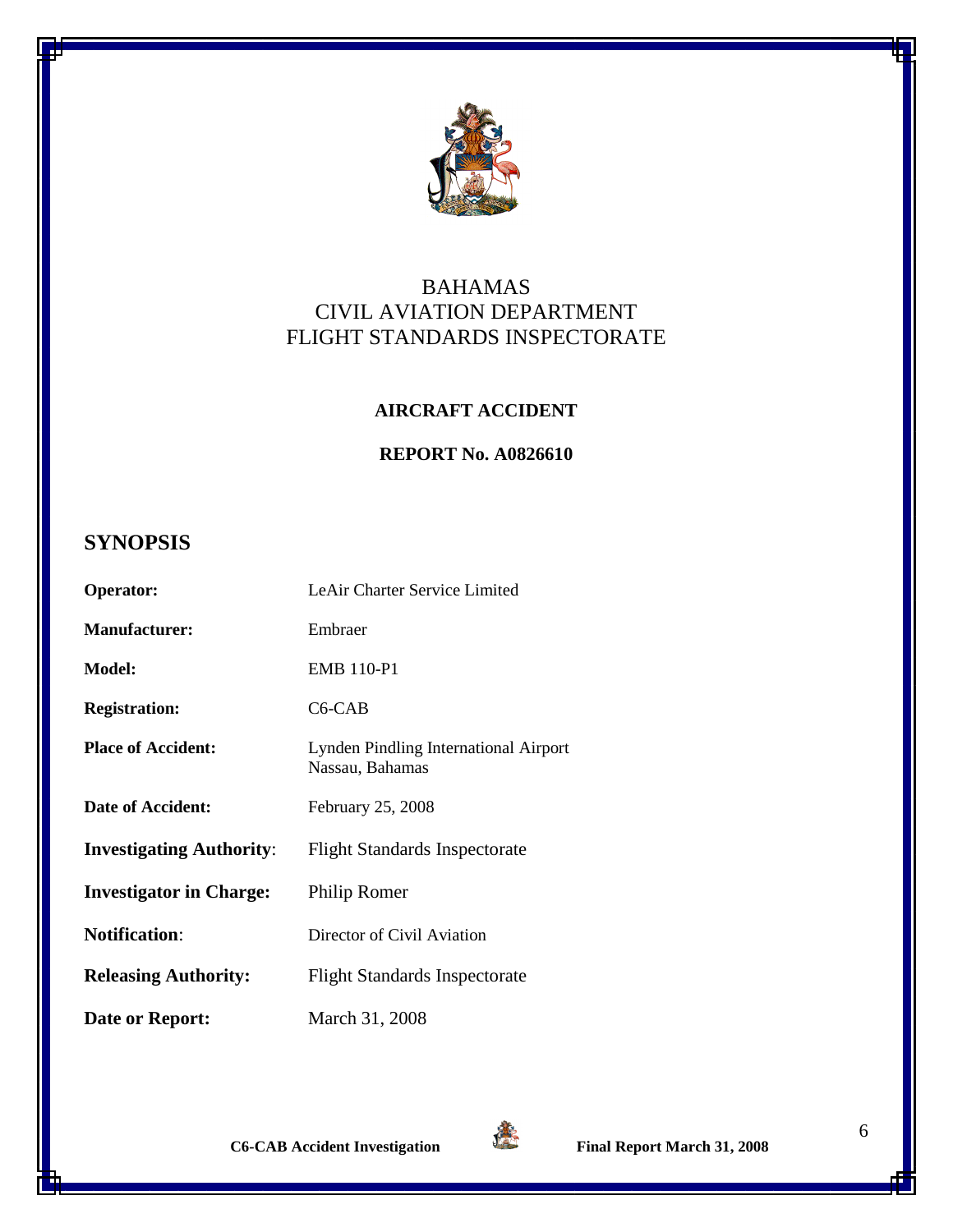BAHAMAS
CIVIL AVIATION DEPARTMENT
FLIGHT STANDARDS INSPECTORATE

**AIRCRAFT ACCIDENT**

**REPORT No. A0826610**

## SYNOPSIS

| | |
|---|---|
| **Operator:** | LeAir Charter Service Limited |
| **Manufacturer:** | Embraer |
| **Model:** | EMB 110-P1 |
| **Registration:** | C6-CAB |
| **Place of Accident:** | Lynden Pindling International Airport Nassau, Bahamas |
| **Date of Accident:** | February 25, 2008 |
| **Investigating Authority**: | Flight Standards Inspectorate |
| **Investigator in Charge:** | Philip Romer |
| **Notification**: | Director of Civil Aviation |
| **Releasing Authority:** | Flight Standards Inspectorate |
| **Date or Report:** | March 31, 2008 |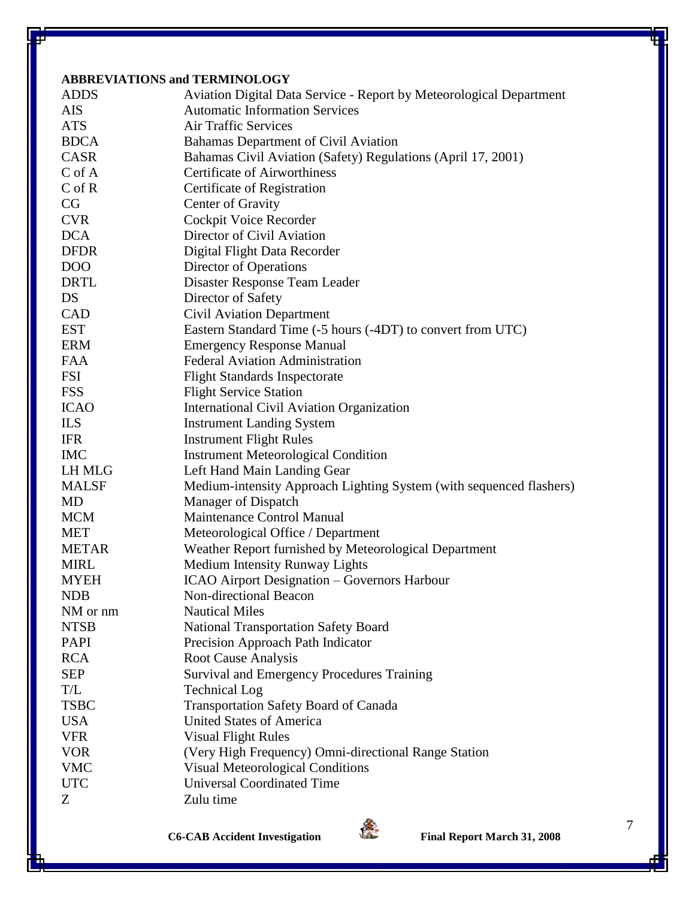**ABBREVIATIONS and TERMINOLOGY**

| | |
|---|---|
| ADDS | Aviation Digital Data Service - Report by Meteorological Department |
| AIS | Automatic Information Services |
| ATS | Air Traffic Services |
| BDCA | Bahamas Department of Civil Aviation |
| CASR | Bahamas Civil Aviation (Safety) Regulations (April 17, 2001) |
| C of A | Certificate of Airworthiness |
| C of R | Certificate of Registration |
| CG | Center of Gravity |
| CVR | Cockpit Voice Recorder |
| DCA | Director of Civil Aviation |
| DFDR | Digital Flight Data Recorder |
| DOO | Director of Operations |
| DRTL | Disaster Response Team Leader |
| DS | Director of Safety |
| CAD | Civil Aviation Department |
| EST | Eastern Standard Time (-5 hours (-4DT) to convert from UTC) |
| ERM | Emergency Response Manual |
| FAA | Federal Aviation Administration |
| FSI | Flight Standards Inspectorate |
| FSS | Flight Service Station |
| ICAO | International Civil Aviation Organization |
| ILS | Instrument Landing System |
| IFR | Instrument Flight Rules |
| IMC | Instrument Meteorological Condition |
| LH MLG | Left Hand Main Landing Gear |
| MALSF | Medium-intensity Approach Lighting System (with sequenced flashers) |
| MD | Manager of Dispatch |
| MCM | Maintenance Control Manual |
| MET | Meteorological Office / Department |
| METAR | Weather Report furnished by Meteorological Department |
| MIRL | Medium Intensity Runway Lights |
| MYEH | ICAO Airport Designation – Governors Harbour |
| NDB | Non-directional Beacon |
| NM or nm | Nautical Miles |
| NTSB | National Transportation Safety Board |
| PAPI | Precision Approach Path Indicator |
| RCA | Root Cause Analysis |
| SEP | Survival and Emergency Procedures Training |
| T/L | Technical Log |
| TSBC | Transportation Safety Board of Canada |
| USA | United States of America |
| VFR | Visual Flight Rules |
| VOR | (Very High Frequency) Omni-directional Range Station |
| VMC | Visual Meteorological Conditions |
| UTC | Universal Coordinated Time |
| Z | Zulu time |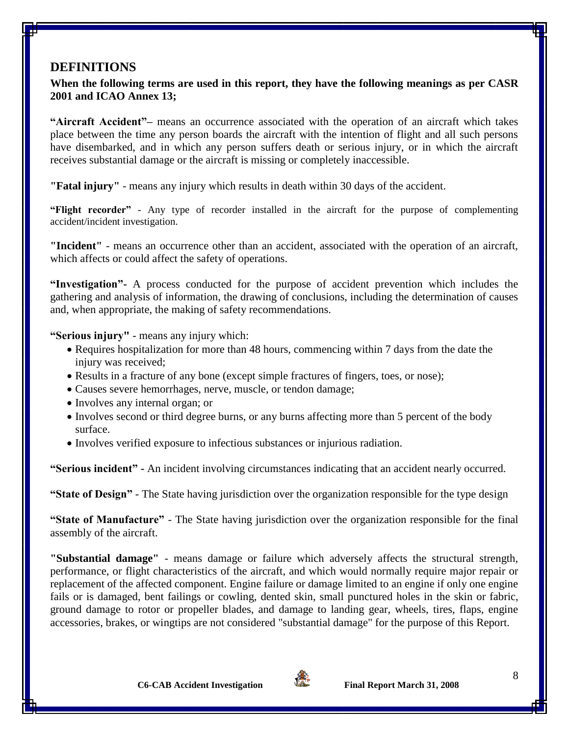## DEFINITIONS

**When the following terms are used in this report, they have the following meanings as per CASR 2001 and ICAO Annex 13;**

**"Aircraft Accident"–** means an occurrence associated with the operation of an aircraft which takes place between the time any person boards the aircraft with the intention of flight and all such persons have disembarked, and in which any person suffers death or serious injury, or in which the aircraft receives substantial damage or the aircraft is missing or completely inaccessible.

**"Fatal injury"** - means any injury which results in death within 30 days of the accident.

**"Flight recorder"** - Any type of recorder installed in the aircraft for the purpose of complementing accident/incident investigation.

**"Incident"** - means an occurrence other than an accident, associated with the operation of an aircraft, which affects or could affect the safety of operations.

**"Investigation"-** A process conducted for the purpose of accident prevention which includes the gathering and analysis of information, the drawing of conclusions, including the determination of causes and, when appropriate, the making of safety recommendations.

**"Serious injury"** - means any injury which:

- Requires hospitalization for more than 48 hours, commencing within 7 days from the date the injury was received;
- Results in a fracture of any bone (except simple fractures of fingers, toes, or nose);
- Causes severe hemorrhages, nerve, muscle, or tendon damage;
- Involves any internal organ; or
- Involves second or third degree burns, or any burns affecting more than 5 percent of the body surface.
- Involves verified exposure to infectious substances or injurious radiation.

**"Serious incident" -** An incident involving circumstances indicating that an accident nearly occurred.

**"State of Design"** - The State having jurisdiction over the organization responsible for the type design

**"State of Manufacture"** - The State having jurisdiction over the organization responsible for the final assembly of the aircraft.

**"Substantial damage"** - means damage or failure which adversely affects the structural strength, performance, or flight characteristics of the aircraft, and which would normally require major repair or replacement of the affected component. Engine failure or damage limited to an engine if only one engine fails or is damaged, bent failings or cowling, dented skin, small punctured holes in the skin or fabric, ground damage to rotor or propeller blades, and damage to landing gear, wheels, tires, flaps, engine accessories, brakes, or wingtips are not considered "substantial damage" for the purpose of this Report.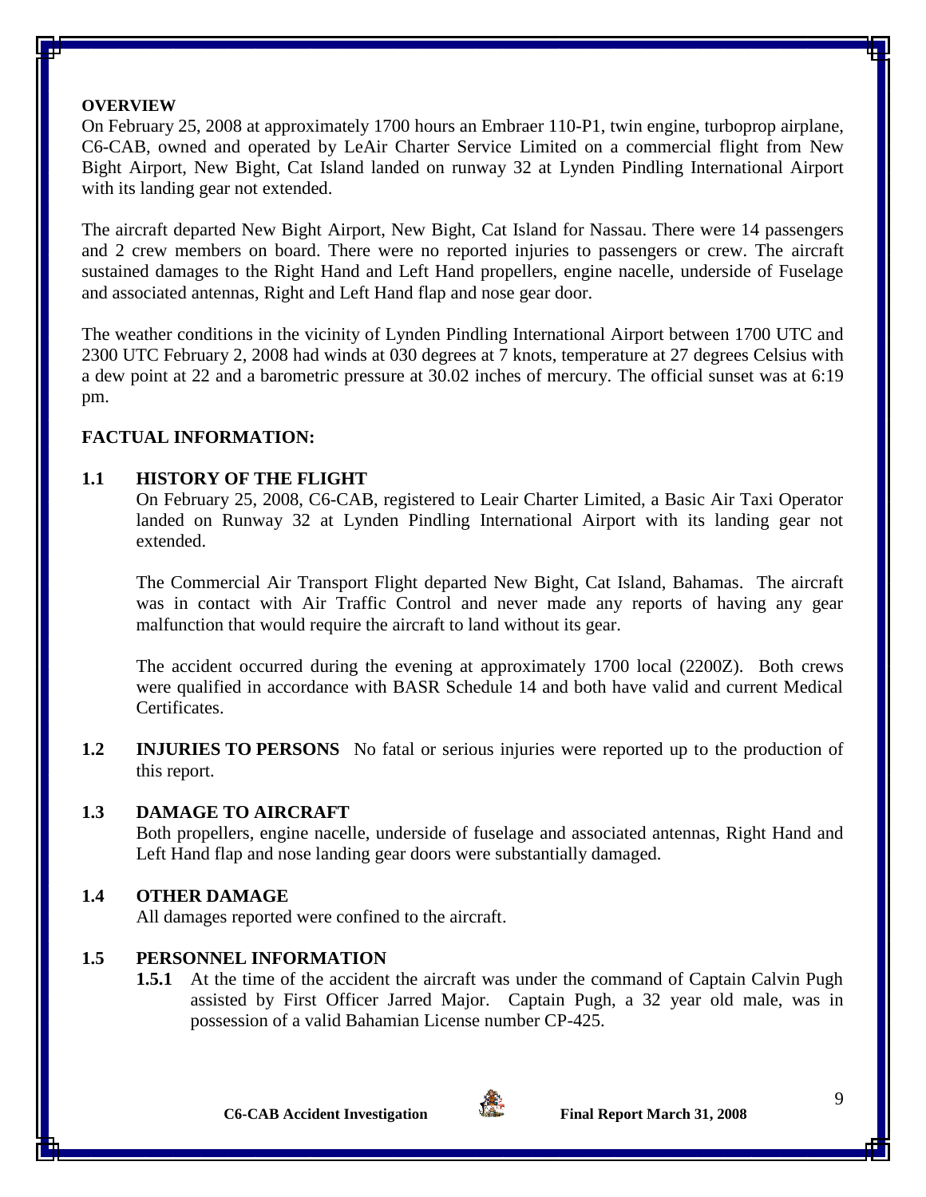**OVERVIEW**

On February 25, 2008 at approximately 1700 hours an Embraer 110-P1, twin engine, turboprop airplane, C6-CAB, owned and operated by LeAir Charter Service Limited on a commercial flight from New Bight Airport, New Bight, Cat Island landed on runway 32 at Lynden Pindling International Airport with its landing gear not extended.

The aircraft departed New Bight Airport, New Bight, Cat Island for Nassau. There were 14 passengers and 2 crew members on board. There were no reported injuries to passengers or crew. The aircraft sustained damages to the Right Hand and Left Hand propellers, engine nacelle, underside of Fuselage and associated antennas, Right and Left Hand flap and nose gear door.

The weather conditions in the vicinity of Lynden Pindling International Airport between 1700 UTC and 2300 UTC February 2, 2008 had winds at 030 degrees at 7 knots, temperature at 27 degrees Celsius with a dew point at 22 and a barometric pressure at 30.02 inches of mercury. The official sunset was at 6:19 pm.

## FACTUAL INFORMATION:

### 1.1 HISTORY OF THE FLIGHT

On February 25, 2008, C6-CAB, registered to Leair Charter Limited, a Basic Air Taxi Operator landed on Runway 32 at Lynden Pindling International Airport with its landing gear not extended.

The Commercial Air Transport Flight departed New Bight, Cat Island, Bahamas. The aircraft was in contact with Air Traffic Control and never made any reports of having any gear malfunction that would require the aircraft to land without its gear.

The accident occurred during the evening at approximately 1700 local (2200Z). Both crews were qualified in accordance with BASR Schedule 14 and both have valid and current Medical Certificates.

**1.2 INJURIES TO PERSONS** No fatal or serious injuries were reported up to the production of this report.

### 1.3 DAMAGE TO AIRCRAFT

Both propellers, engine nacelle, underside of fuselage and associated antennas, Right Hand and Left Hand flap and nose landing gear doors were substantially damaged.

### 1.4 OTHER DAMAGE

All damages reported were confined to the aircraft.

### 1.5 PERSONNEL INFORMATION

**1.5.1** At the time of the accident the aircraft was under the command of Captain Calvin Pugh assisted by First Officer Jarred Major. Captain Pugh, a 32 year old male, was in possession of a valid Bahamian License number CP-425.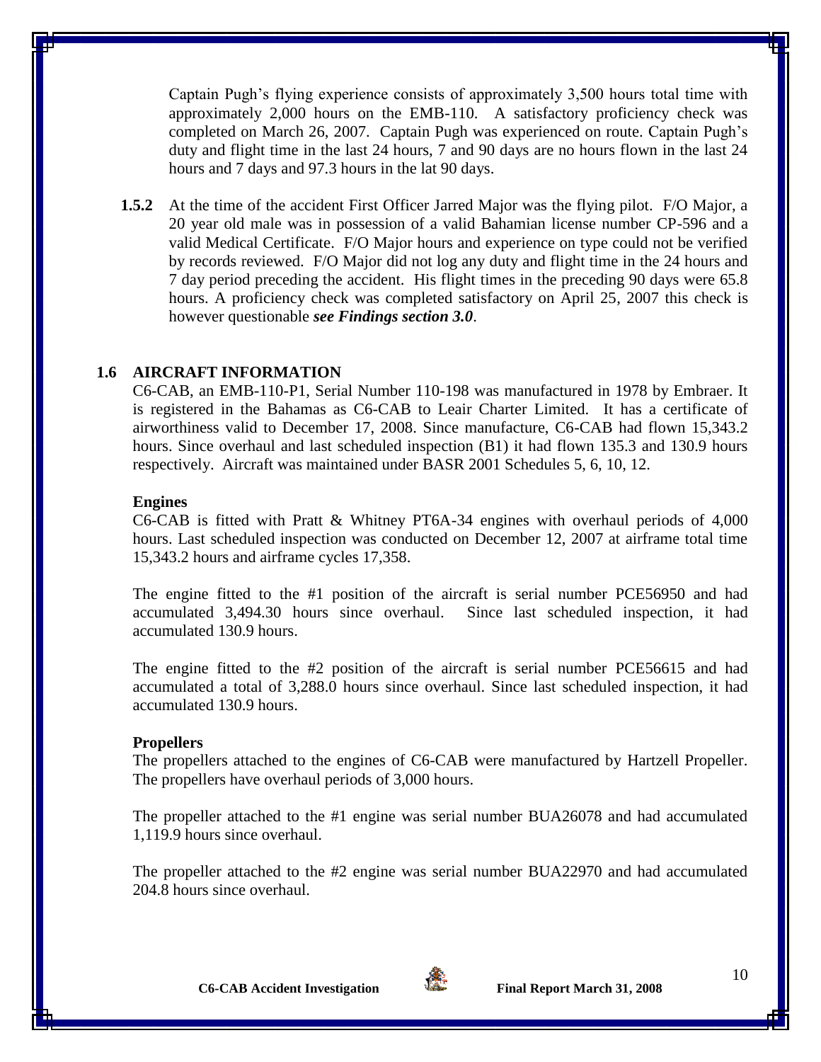Captain Pugh's flying experience consists of approximately 3,500 hours total time with approximately 2,000 hours on the EMB-110. A satisfactory proficiency check was completed on March 26, 2007. Captain Pugh was experienced on route. Captain Pugh's duty and flight time in the last 24 hours, 7 and 90 days are no hours flown in the last 24 hours and 7 days and 97.3 hours in the lat 90 days.

**1.5.2** At the time of the accident First Officer Jarred Major was the flying pilot. F/O Major, a 20 year old male was in possession of a valid Bahamian license number CP-596 and a valid Medical Certificate. F/O Major hours and experience on type could not be verified by records reviewed. F/O Major did not log any duty and flight time in the 24 hours and 7 day period preceding the accident. His flight times in the preceding 90 days were 65.8 hours. A proficiency check was completed satisfactory on April 25, 2007 this check is however questionable ***see Findings section 3.0***.

## 1.6 AIRCRAFT INFORMATION

C6-CAB, an EMB-110-P1, Serial Number 110-198 was manufactured in 1978 by Embraer. It is registered in the Bahamas as C6-CAB to Leair Charter Limited. It has a certificate of airworthiness valid to December 17, 2008. Since manufacture, C6-CAB had flown 15,343.2 hours. Since overhaul and last scheduled inspection (B1) it had flown 135.3 and 130.9 hours respectively. Aircraft was maintained under BASR 2001 Schedules 5, 6, 10, 12.

**Engines**

C6-CAB is fitted with Pratt & Whitney PT6A-34 engines with overhaul periods of 4,000 hours. Last scheduled inspection was conducted on December 12, 2007 at airframe total time 15,343.2 hours and airframe cycles 17,358.

The engine fitted to the #1 position of the aircraft is serial number PCE56950 and had accumulated 3,494.30 hours since overhaul. Since last scheduled inspection, it had accumulated 130.9 hours.

The engine fitted to the #2 position of the aircraft is serial number PCE56615 and had accumulated a total of 3,288.0 hours since overhaul. Since last scheduled inspection, it had accumulated 130.9 hours.

**Propellers**

The propellers attached to the engines of C6-CAB were manufactured by Hartzell Propeller. The propellers have overhaul periods of 3,000 hours.

The propeller attached to the #1 engine was serial number BUA26078 and had accumulated 1,119.9 hours since overhaul.

The propeller attached to the #2 engine was serial number BUA22970 and had accumulated 204.8 hours since overhaul.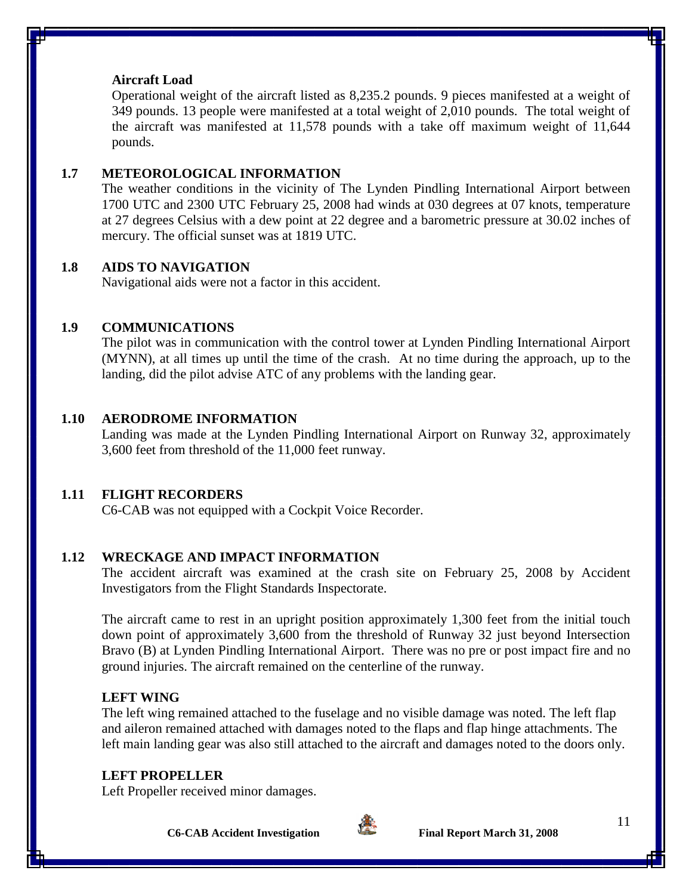**Aircraft Load**

Operational weight of the aircraft listed as 8,235.2 pounds. 9 pieces manifested at a weight of 349 pounds. 13 people were manifested at a total weight of 2,010 pounds. The total weight of the aircraft was manifested at 11,578 pounds with a take off maximum weight of 11,644 pounds.

## 1.7 METEOROLOGICAL INFORMATION

The weather conditions in the vicinity of The Lynden Pindling International Airport between 1700 UTC and 2300 UTC February 25, 2008 had winds at 030 degrees at 07 knots, temperature at 27 degrees Celsius with a dew point at 22 degree and a barometric pressure at 30.02 inches of mercury. The official sunset was at 1819 UTC.

## 1.8 AIDS TO NAVIGATION

Navigational aids were not a factor in this accident.

## 1.9 COMMUNICATIONS

The pilot was in communication with the control tower at Lynden Pindling International Airport (MYNN), at all times up until the time of the crash. At no time during the approach, up to the landing, did the pilot advise ATC of any problems with the landing gear.

## 1.10 AERODROME INFORMATION

Landing was made at the Lynden Pindling International Airport on Runway 32, approximately 3,600 feet from threshold of the 11,000 feet runway.

## 1.11 FLIGHT RECORDERS

C6-CAB was not equipped with a Cockpit Voice Recorder.

## 1.12 WRECKAGE AND IMPACT INFORMATION

The accident aircraft was examined at the crash site on February 25, 2008 by Accident Investigators from the Flight Standards Inspectorate.

The aircraft came to rest in an upright position approximately 1,300 feet from the initial touch down point of approximately 3,600 from the threshold of Runway 32 just beyond Intersection Bravo (B) at Lynden Pindling International Airport. There was no pre or post impact fire and no ground injuries. The aircraft remained on the centerline of the runway.

**LEFT WING**

The left wing remained attached to the fuselage and no visible damage was noted. The left flap and aileron remained attached with damages noted to the flaps and flap hinge attachments. The left main landing gear was also still attached to the aircraft and damages noted to the doors only.

**LEFT PROPELLER**

Left Propeller received minor damages.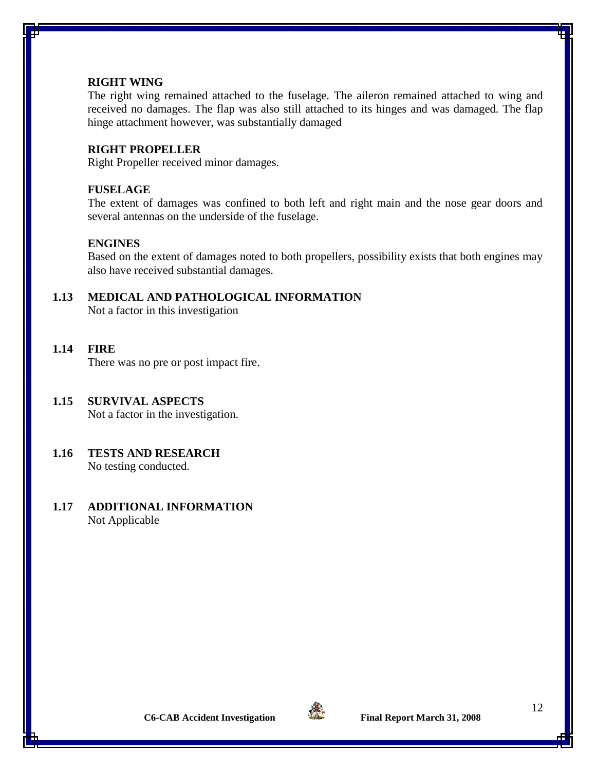**RIGHT WING**

The right wing remained attached to the fuselage. The aileron remained attached to wing and received no damages. The flap was also still attached to its hinges and was damaged. The flap hinge attachment however, was substantially damaged

**RIGHT PROPELLER**

Right Propeller received minor damages.

**FUSELAGE**

The extent of damages was confined to both left and right main and the nose gear doors and several antennas on the underside of the fuselage.

**ENGINES**

Based on the extent of damages noted to both propellers, possibility exists that both engines may also have received substantial damages.

## 1.13 MEDICAL AND PATHOLOGICAL INFORMATION

Not a factor in this investigation

## 1.14 FIRE

There was no pre or post impact fire.

## 1.15 SURVIVAL ASPECTS

Not a factor in the investigation.

## 1.16 TESTS AND RESEARCH

No testing conducted.

## 1.17 ADDITIONAL INFORMATION

Not Applicable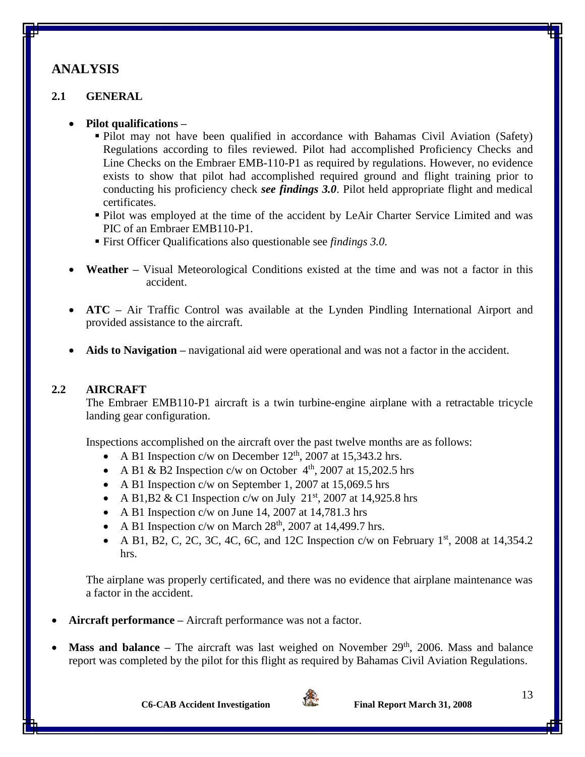# ANALYSIS

## 2.1 GENERAL

- **Pilot qualifications –**
  - Pilot may not have been qualified in accordance with Bahamas Civil Aviation (Safety) Regulations according to files reviewed. Pilot had accomplished Proficiency Checks and Line Checks on the Embraer EMB-110-P1 as required by regulations. However, no evidence exists to show that pilot had accomplished required ground and flight training prior to conducting his proficiency check ***see findings 3.0***. Pilot held appropriate flight and medical certificates.
  - Pilot was employed at the time of the accident by LeAir Charter Service Limited and was PIC of an Embraer EMB110-P1.
  - First Officer Qualifications also questionable see *findings 3.0.*

- **Weather –** Visual Meteorological Conditions existed at the time and was not a factor in this accident.

- **ATC –** Air Traffic Control was available at the Lynden Pindling International Airport and provided assistance to the aircraft.

- **Aids to Navigation –** navigational aid were operational and was not a factor in the accident.

## 2.2 AIRCRAFT

The Embraer EMB110-P1 aircraft is a twin turbine-engine airplane with a retractable tricycle landing gear configuration.

Inspections accomplished on the aircraft over the past twelve months are as follows:

- A B1 Inspection c/w on December 12th, 2007 at 15,343.2 hrs.
- A B1 & B2 Inspection c/w on October 4th, 2007 at 15,202.5 hrs
- A B1 Inspection c/w on September 1, 2007 at 15,069.5 hrs
- A B1,B2 & C1 Inspection c/w on July 21st, 2007 at 14,925.8 hrs
- A B1 Inspection c/w on June 14, 2007 at 14,781.3 hrs
- A B1 Inspection c/w on March 28th, 2007 at 14,499.7 hrs.
- A B1, B2, C, 2C, 3C, 4C, 6C, and 12C Inspection c/w on February 1st, 2008 at 14,354.2 hrs.

The airplane was properly certificated, and there was no evidence that airplane maintenance was a factor in the accident.

- **Aircraft performance –** Aircraft performance was not a factor.

- **Mass and balance –** The aircraft was last weighed on November 29th, 2006. Mass and balance report was completed by the pilot for this flight as required by Bahamas Civil Aviation Regulations.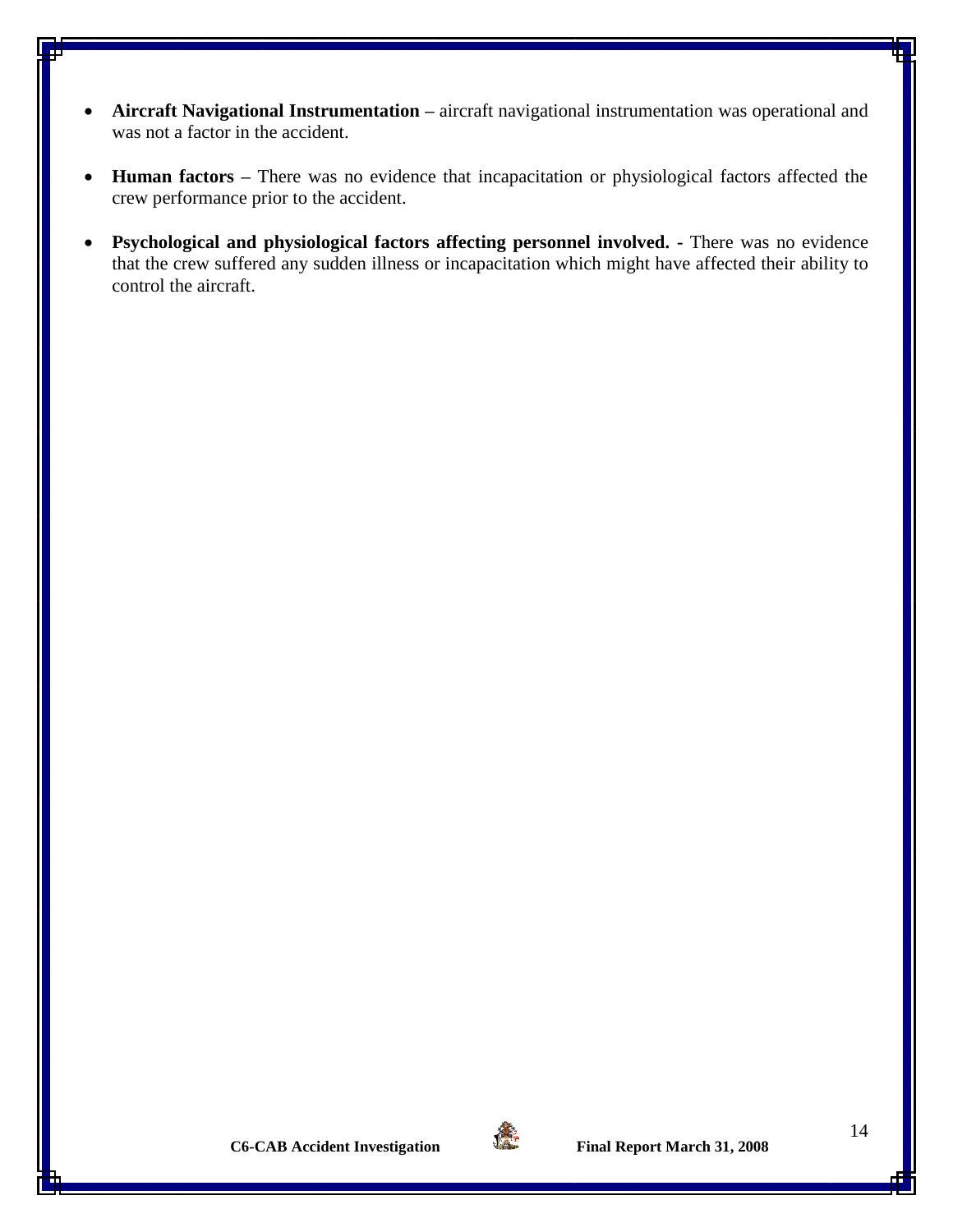- **Aircraft Navigational Instrumentation –** aircraft navigational instrumentation was operational and was not a factor in the accident.

- **Human factors –** There was no evidence that incapacitation or physiological factors affected the crew performance prior to the accident.

- **Psychological and physiological factors affecting personnel involved.** - There was no evidence that the crew suffered any sudden illness or incapacitation which might have affected their ability to control the aircraft.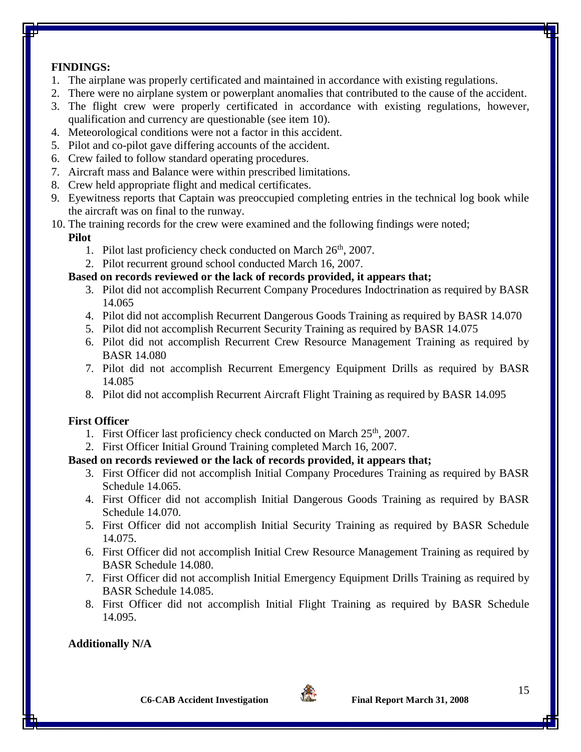**FINDINGS:**

1. The airplane was properly certificated and maintained in accordance with existing regulations.
2. There were no airplane system or powerplant anomalies that contributed to the cause of the accident.
3. The flight crew were properly certificated in accordance with existing regulations, however, qualification and currency are questionable (see item 10).
4. Meteorological conditions were not a factor in this accident.
5. Pilot and co-pilot gave differing accounts of the accident.
6. Crew failed to follow standard operating procedures.
7. Aircraft mass and Balance were within prescribed limitations.
8. Crew held appropriate flight and medical certificates.
9. Eyewitness reports that Captain was preoccupied completing entries in the technical log book while the aircraft was on final to the runway.
10. The training records for the crew were examined and the following findings were noted;

    **Pilot**

    1. Pilot last proficiency check conducted on March 26th, 2007.
    2. Pilot recurrent ground school conducted March 16, 2007.

    **Based on records reviewed or the lack of records provided, it appears that;**

    3. Pilot did not accomplish Recurrent Company Procedures Indoctrination as required by BASR 14.065
    4. Pilot did not accomplish Recurrent Dangerous Goods Training as required by BASR 14.070
    5. Pilot did not accomplish Recurrent Security Training as required by BASR 14.075
    6. Pilot did not accomplish Recurrent Crew Resource Management Training as required by BASR 14.080
    7. Pilot did not accomplish Recurrent Emergency Equipment Drills as required by BASR 14.085
    8. Pilot did not accomplish Recurrent Aircraft Flight Training as required by BASR 14.095

    **First Officer**

    1. First Officer last proficiency check conducted on March 25th, 2007.
    2. First Officer Initial Ground Training completed March 16, 2007.

    **Based on records reviewed or the lack of records provided, it appears that;**

    3. First Officer did not accomplish Initial Company Procedures Training as required by BASR Schedule 14.065.
    4. First Officer did not accomplish Initial Dangerous Goods Training as required by BASR Schedule 14.070.
    5. First Officer did not accomplish Initial Security Training as required by BASR Schedule 14.075.
    6. First Officer did not accomplish Initial Crew Resource Management Training as required by BASR Schedule 14.080.
    7. First Officer did not accomplish Initial Emergency Equipment Drills Training as required by BASR Schedule 14.085.
    8. First Officer did not accomplish Initial Flight Training as required by BASR Schedule 14.095.

    **Additionally N/A**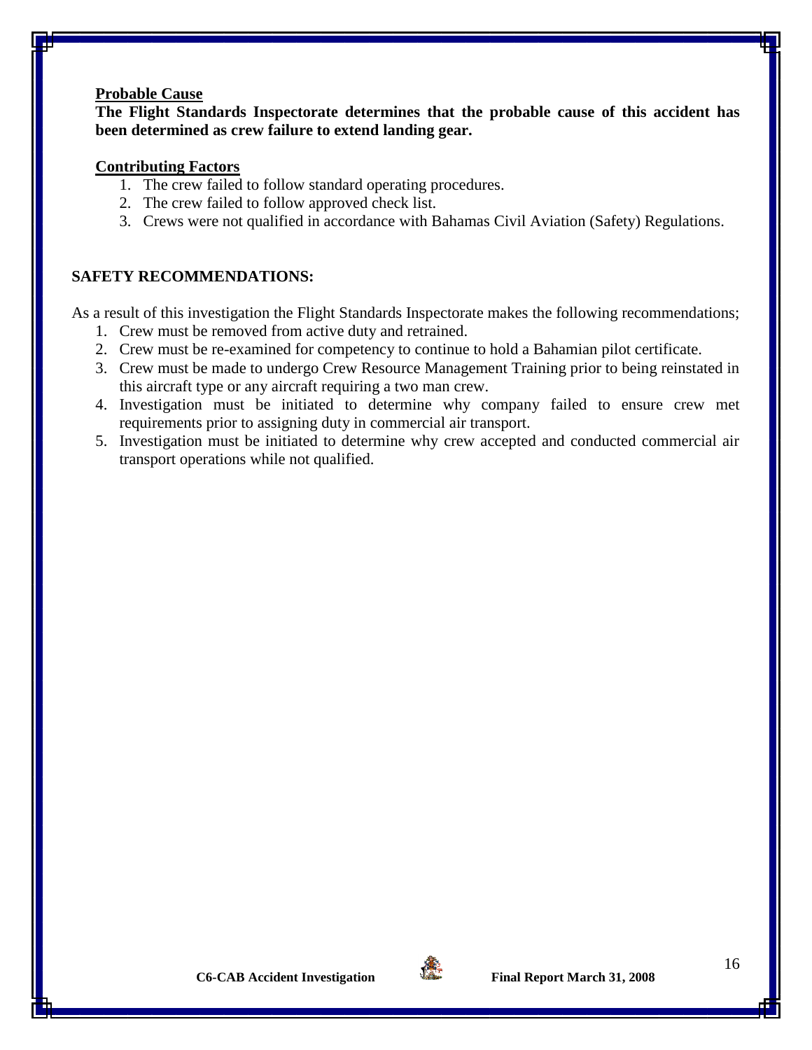**Probable Cause**

**The Flight Standards Inspectorate determines that the probable cause of this accident has been determined as crew failure to extend landing gear.**

**Contributing Factors**

1. The crew failed to follow standard operating procedures.
2. The crew failed to follow approved check list.
3. Crews were not qualified in accordance with Bahamas Civil Aviation (Safety) Regulations.

## SAFETY RECOMMENDATIONS:

As a result of this investigation the Flight Standards Inspectorate makes the following recommendations;

1. Crew must be removed from active duty and retrained.
2. Crew must be re-examined for competency to continue to hold a Bahamian pilot certificate.
3. Crew must be made to undergo Crew Resource Management Training prior to being reinstated in this aircraft type or any aircraft requiring a two man crew.
4. Investigation must be initiated to determine why company failed to ensure crew met requirements prior to assigning duty in commercial air transport.
5. Investigation must be initiated to determine why crew accepted and conducted commercial air transport operations while not qualified.